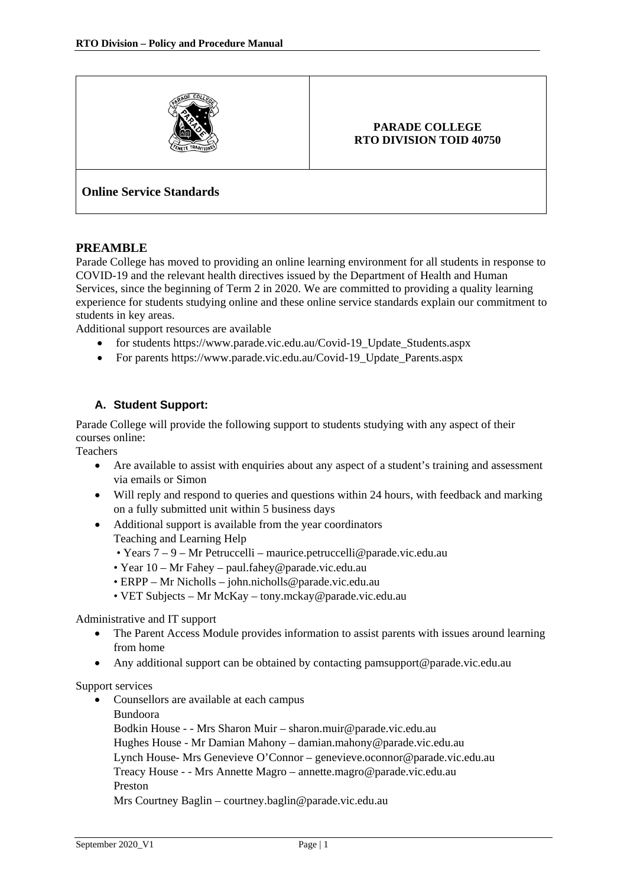**PARADE COLLEGE**
**RTO DIVISION TOID 40750**

## Online Service Standards

## PREAMBLE

Parade College has moved to providing an online learning environment for all students in response to COVID-19 and the relevant health directives issued by the Department of Health and Human Services, since the beginning of Term 2 in 2020. We are committed to providing a quality learning experience for students studying online and these online service standards explain our commitment to students in key areas.

Additional support resources are available

- for students https://www.parade.vic.edu.au/Covid-19_Update_Students.aspx
- For parents https://www.parade.vic.edu.au/Covid-19_Update_Parents.aspx

### A. Student Support:

Parade College will provide the following support to students studying with any aspect of their courses online:

Teachers

- Are available to assist with enquiries about any aspect of a student's training and assessment via emails or Simon
- Will reply and respond to queries and questions within 24 hours, with feedback and marking on a fully submitted unit within 5 business days
- Additional support is available from the year coordinators
  Teaching and Learning Help
  - Years 7 – 9 – Mr Petruccelli – maurice.petruccelli@parade.vic.edu.au
  - Year 10 – Mr Fahey – paul.fahey@parade.vic.edu.au
  - ERPP – Mr Nicholls – john.nicholls@parade.vic.edu.au
  - VET Subjects – Mr McKay – tony.mckay@parade.vic.edu.au

Administrative and IT support

- The Parent Access Module provides information to assist parents with issues around learning from home
- Any additional support can be obtained by contacting pamsupport@parade.vic.edu.au

Support services

- Counsellors are available at each campus
  Bundoora
  Bodkin House - - Mrs Sharon Muir – sharon.muir@parade.vic.edu.au
  Hughes House - Mr Damian Mahony – damian.mahony@parade.vic.edu.au
  Lynch House- Mrs Genevieve O'Connor – genevieve.oconnor@parade.vic.edu.au
  Treacy House - - Mrs Annette Magro – annette.magro@parade.vic.edu.au
  Preston
  Mrs Courtney Baglin – courtney.baglin@parade.vic.edu.au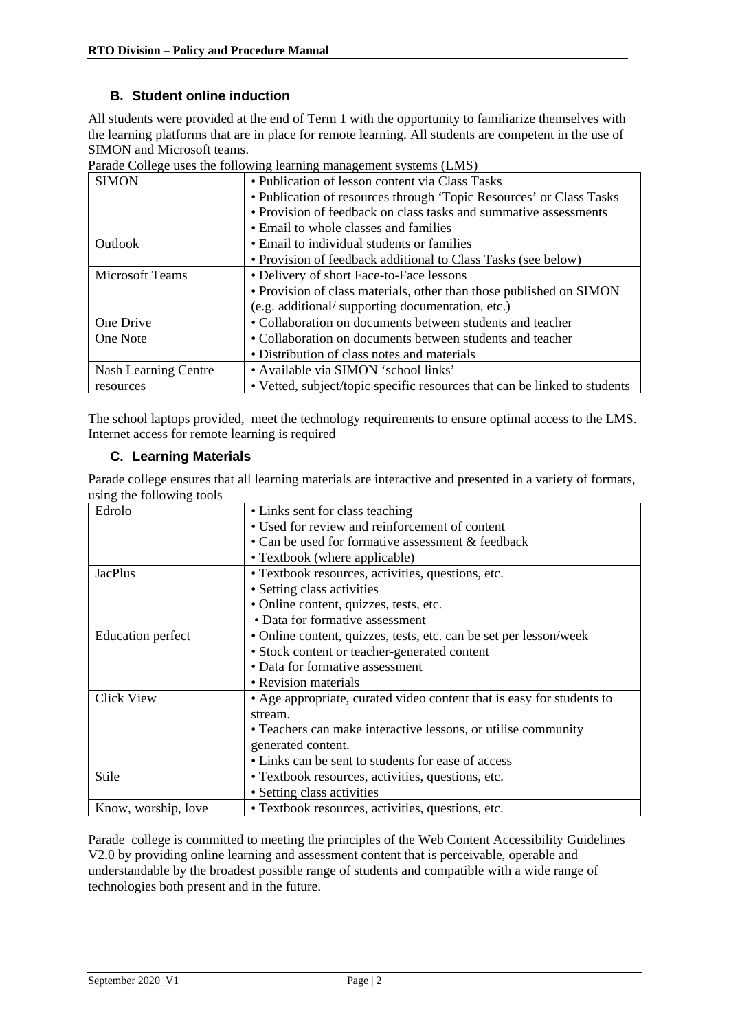### B. Student online induction

All students were provided at the end of Term 1 with the opportunity to familiarize themselves with the learning platforms that are in place for remote learning. All students are competent in the use of SIMON and Microsoft teams.

Parade College uses the following learning management systems (LMS)

| | |
|---|---|
| SIMON | • Publication of lesson content via Class Tasks<br>• Publication of resources through 'Topic Resources' or Class Tasks<br>• Provision of feedback on class tasks and summative assessments<br>• Email to whole classes and families |
| Outlook | • Email to individual students or families<br>• Provision of feedback additional to Class Tasks (see below) |
| Microsoft Teams | • Delivery of short Face-to-Face lessons<br>• Provision of class materials, other than those published on SIMON (e.g. additional/ supporting documentation, etc.) |
| One Drive | • Collaboration on documents between students and teacher |
| One Note | • Collaboration on documents between students and teacher<br>• Distribution of class notes and materials |
| Nash Learning Centre resources | • Available via SIMON 'school links'<br>• Vetted, subject/topic specific resources that can be linked to students |

The school laptops provided, meet the technology requirements to ensure optimal access to the LMS. Internet access for remote learning is required

### C. Learning Materials

Parade college ensures that all learning materials are interactive and presented in a variety of formats, using the following tools

| | |
|---|---|
| Edrolo | • Links sent for class teaching<br>• Used for review and reinforcement of content<br>• Can be used for formative assessment & feedback<br>• Textbook (where applicable) |
| JacPlus | • Textbook resources, activities, questions, etc.<br>• Setting class activities<br>• Online content, quizzes, tests, etc.<br>• Data for formative assessment |
| Education perfect | • Online content, quizzes, tests, etc. can be set per lesson/week<br>• Stock content or teacher-generated content<br>• Data for formative assessment<br>• Revision materials |
| Click View | • Age appropriate, curated video content that is easy for students to stream.<br>• Teachers can make interactive lessons, or utilise community generated content.<br>• Links can be sent to students for ease of access |
| Stile | • Textbook resources, activities, questions, etc.<br>• Setting class activities |
| Know, worship, love | • Textbook resources, activities, questions, etc. |

Parade college is committed to meeting the principles of the Web Content Accessibility Guidelines V2.0 by providing online learning and assessment content that is perceivable, operable and understandable by the broadest possible range of students and compatible with a wide range of technologies both present and in the future.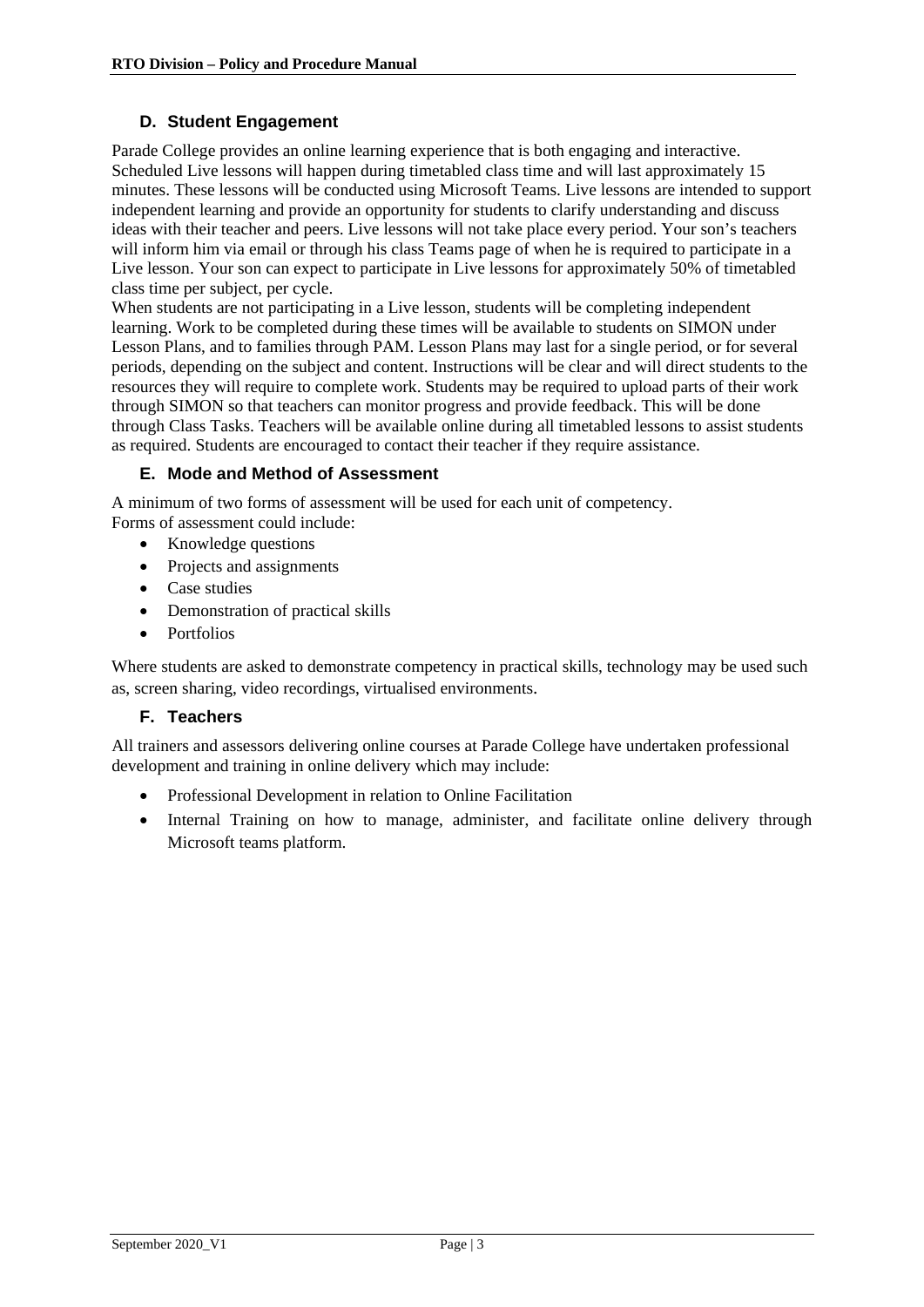## D. Student Engagement

Parade College provides an online learning experience that is both engaging and interactive. Scheduled Live lessons will happen during timetabled class time and will last approximately 15 minutes. These lessons will be conducted using Microsoft Teams. Live lessons are intended to support independent learning and provide an opportunity for students to clarify understanding and discuss ideas with their teacher and peers. Live lessons will not take place every period. Your son's teachers will inform him via email or through his class Teams page of when he is required to participate in a Live lesson. Your son can expect to participate in Live lessons for approximately 50% of timetabled class time per subject, per cycle.

When students are not participating in a Live lesson, students will be completing independent learning. Work to be completed during these times will be available to students on SIMON under Lesson Plans, and to families through PAM. Lesson Plans may last for a single period, or for several periods, depending on the subject and content. Instructions will be clear and will direct students to the resources they will require to complete work. Students may be required to upload parts of their work through SIMON so that teachers can monitor progress and provide feedback. This will be done through Class Tasks. Teachers will be available online during all timetabled lessons to assist students as required. Students are encouraged to contact their teacher if they require assistance.

## E. Mode and Method of Assessment

A minimum of two forms of assessment will be used for each unit of competency.
Forms of assessment could include:

- Knowledge questions
- Projects and assignments
- Case studies
- Demonstration of practical skills
- Portfolios

Where students are asked to demonstrate competency in practical skills, technology may be used such as, screen sharing, video recordings, virtualised environments.

## F. Teachers

All trainers and assessors delivering online courses at Parade College have undertaken professional development and training in online delivery which may include:

- Professional Development in relation to Online Facilitation
- Internal Training on how to manage, administer, and facilitate online delivery through Microsoft teams platform.